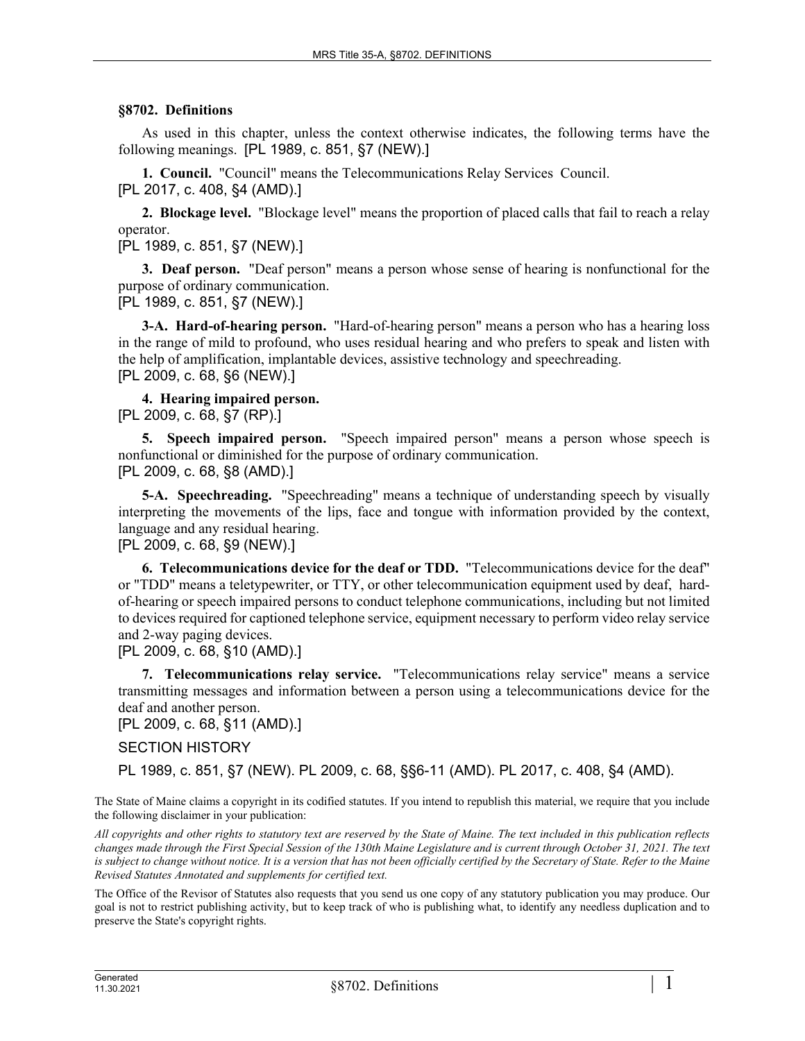## §8702. Definitions

As used in this chapter, unless the context otherwise indicates, the following terms have the following meanings. [PL 1989, c. 851, §7 (NEW).]

**1. Council.** "Council" means the Telecommunications Relay Services Council.
[PL 2017, c. 408, §4 (AMD).]

**2. Blockage level.** "Blockage level" means the proportion of placed calls that fail to reach a relay operator.
[PL 1989, c. 851, §7 (NEW).]

**3. Deaf person.** "Deaf person" means a person whose sense of hearing is nonfunctional for the purpose of ordinary communication.
[PL 1989, c. 851, §7 (NEW).]

**3-A. Hard-of-hearing person.** "Hard-of-hearing person" means a person who has a hearing loss in the range of mild to profound, who uses residual hearing and who prefers to speak and listen with the help of amplification, implantable devices, assistive technology and speechreading.
[PL 2009, c. 68, §6 (NEW).]

**4. Hearing impaired person.**
[PL 2009, c. 68, §7 (RP).]

**5. Speech impaired person.** "Speech impaired person" means a person whose speech is nonfunctional or diminished for the purpose of ordinary communication.
[PL 2009, c. 68, §8 (AMD).]

**5-A. Speechreading.** "Speechreading" means a technique of understanding speech by visually interpreting the movements of the lips, face and tongue with information provided by the context, language and any residual hearing.
[PL 2009, c. 68, §9 (NEW).]

**6. Telecommunications device for the deaf or TDD.** "Telecommunications device for the deaf" or "TDD" means a teletypewriter, or TTY, or other telecommunication equipment used by deaf, hard-of-hearing or speech impaired persons to conduct telephone communications, including but not limited to devices required for captioned telephone service, equipment necessary to perform video relay service and 2-way paging devices.
[PL 2009, c. 68, §10 (AMD).]

**7. Telecommunications relay service.** "Telecommunications relay service" means a service transmitting messages and information between a person using a telecommunications device for the deaf and another person.
[PL 2009, c. 68, §11 (AMD).]

SECTION HISTORY

PL 1989, c. 851, §7 (NEW). PL 2009, c. 68, §§6-11 (AMD). PL 2017, c. 408, §4 (AMD).

The State of Maine claims a copyright in its codified statutes. If you intend to republish this material, we require that you include the following disclaimer in your publication:

*All copyrights and other rights to statutory text are reserved by the State of Maine. The text included in this publication reflects changes made through the First Special Session of the 130th Maine Legislature and is current through October 31, 2021. The text is subject to change without notice. It is a version that has not been officially certified by the Secretary of State. Refer to the Maine Revised Statutes Annotated and supplements for certified text.*

The Office of the Revisor of Statutes also requests that you send us one copy of any statutory publication you may produce. Our goal is not to restrict publishing activity, but to keep track of who is publishing what, to identify any needless duplication and to preserve the State's copyright rights.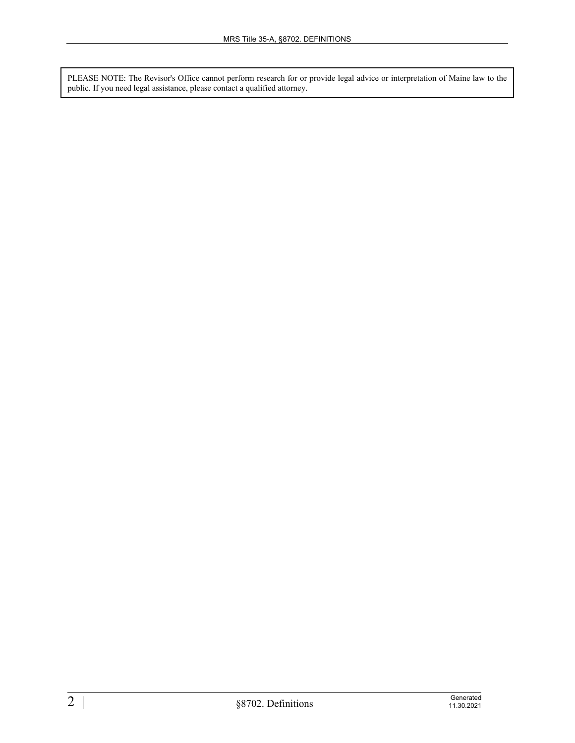PLEASE NOTE: The Revisor's Office cannot perform research for or provide legal advice or interpretation of Maine law to the public. If you need legal assistance, please contact a qualified attorney.